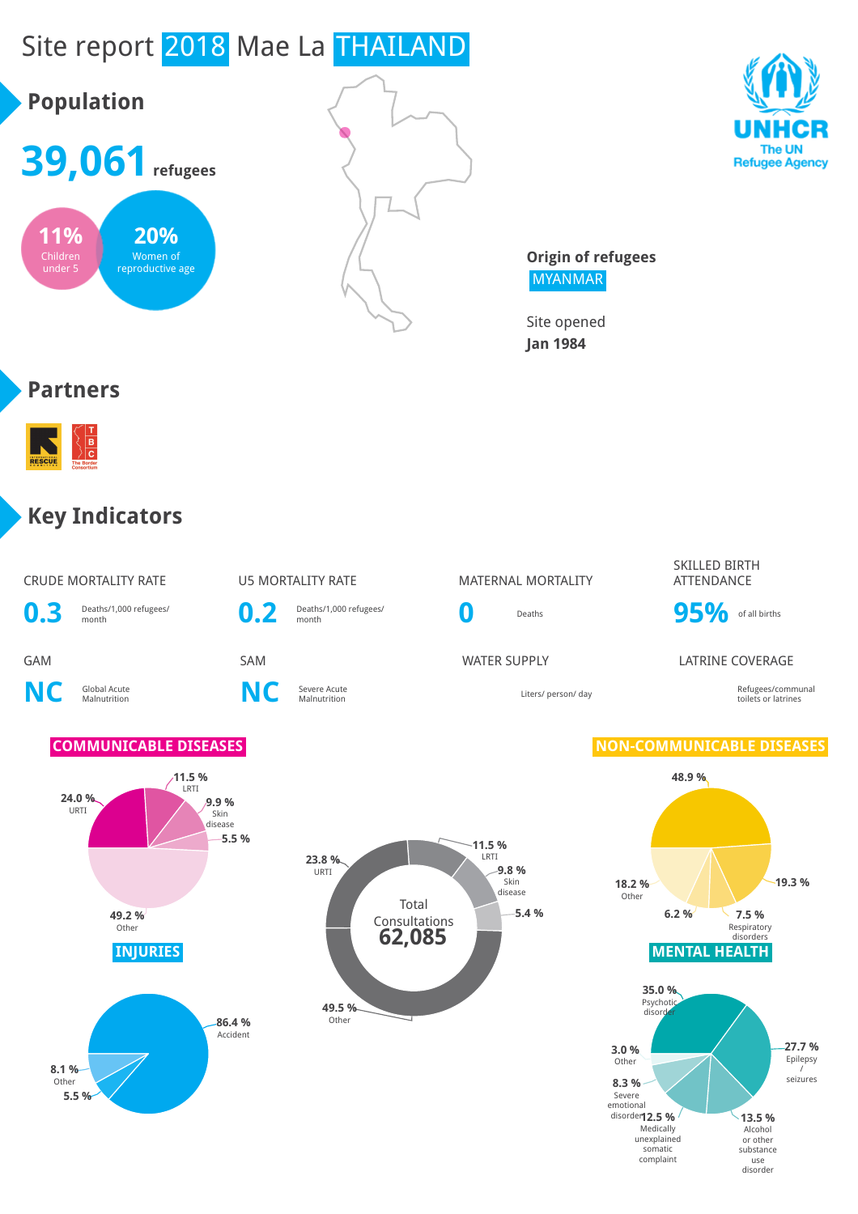# Site report 2018 Mae La THAILAND

## Population

**39,061** refugees

**11%** Children under 5

**20%** Women of reproductive age

**Origin of refugees**
MYANMAR

Site opened
**Jan 1984**

UNHCR The UN Refugee Agency

## Partners

## Key Indicators

| Indicator | Value | Unit |
|---|---|---|
| CRUDE MORTALITY RATE | 0.3 | Deaths/1,000 refugees/ month |
| U5 MORTALITY RATE | 0.2 | Deaths/1,000 refugees/ month |
| MATERNAL MORTALITY | 0 | Deaths |
| SKILLED BIRTH ATTENDANCE | 95% | of all births |
| GAM | NC | Global Acute Malnutrition |
| SAM | NC | Severe Acute Malnutrition |
| WATER SUPPLY | | Liters/ person/ day |
| LATRINE COVERAGE | | Refugees/communal toilets or latrines |

### COMMUNICABLE DISEASES

- 24.0 % URTI
- 11.5 % LRTI
- 9.9 % Skin disease
- 5.5 %
- 49.2 % Other

### Total Consultations 62,085

- 23.8 % URTI
- 11.5 % LRTI
- 9.8 % Skin disease
- 5.4 %
- 49.5 % Other

### NON-COMMUNICABLE DISEASES

- 48.9 %
- 19.3 %
- 7.5 % Respiratory disorders
- 6.2 %
- 18.2 % Other

### INJURIES

- 86.4 % Accident
- 8.1 % Other
- 5.5 %

### MENTAL HEALTH

- 35.0 % Psychotic disorder
- 27.7 % Epilepsy / seizures
- 13.5 % Alcohol or other substance use disorder
- 12.5 % Medically unexplained somatic complaint
- 8.3 % Severe emotional disorder
- 3.0 % Other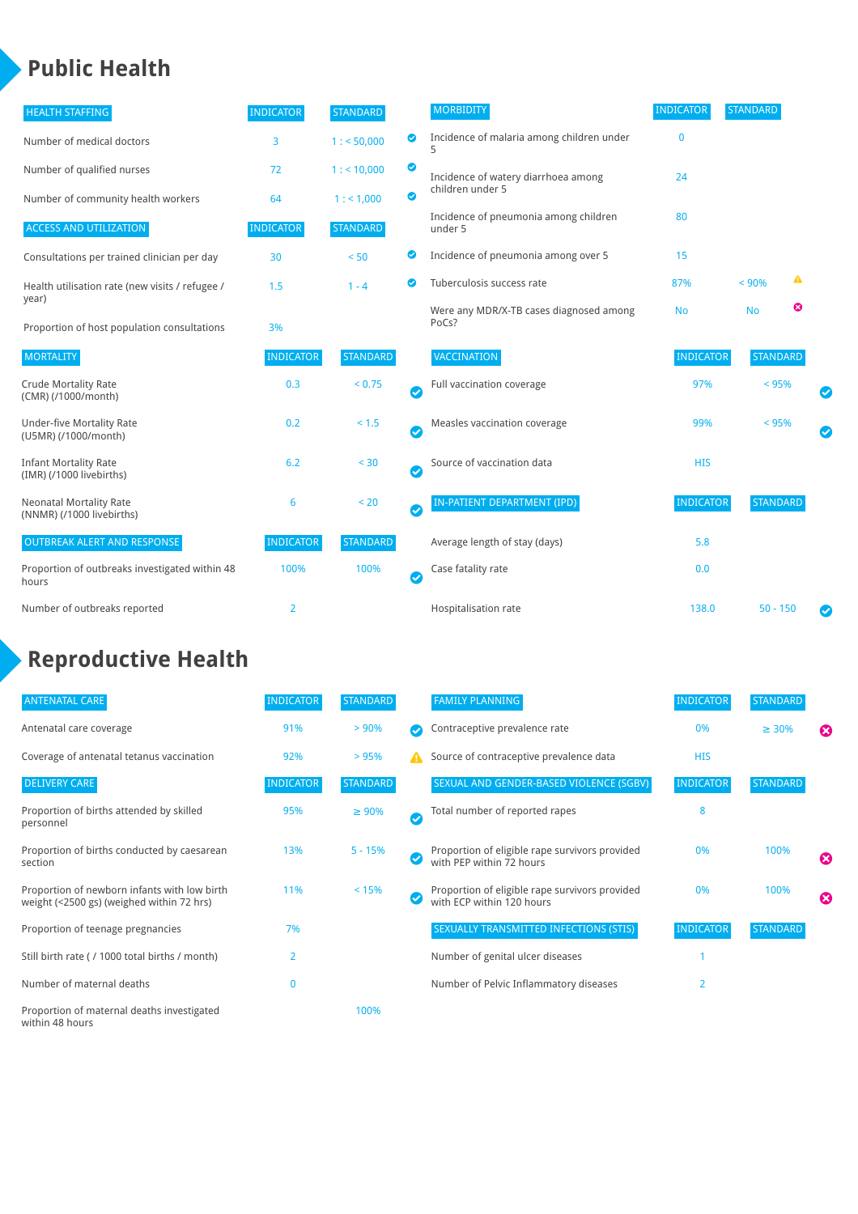# Public Health

| HEALTH STAFFING | INDICATOR | STANDARD | |
|---|---|---|---|
| Number of medical doctors | 3 | 1 : < 50,000 | ✔ |
| Number of qualified nurses | 72 | 1 : < 10,000 | ✔ |
| Number of community health workers | 64 | 1 : < 1,000 | ✔ |

| ACCESS AND UTILIZATION | INDICATOR | STANDARD | |
|---|---|---|---|
| Consultations per trained clinician per day | 30 | < 50 | ✔ |
| Health utilisation rate (new visits / refugee / year) | 1.5 | 1 - 4 | ✔ |
| Proportion of host population consultations | 3% | | |

| MORTALITY | INDICATOR | STANDARD | |
|---|---|---|---|
| Crude Mortality Rate (CMR) (/1000/month) | 0.3 | < 0.75 | ✔ |
| Under-five Mortality Rate (U5MR) (/1000/month) | 0.2 | < 1.5 | ✔ |
| Infant Mortality Rate (IMR) (/1000 livebirths) | 6.2 | < 30 | ✔ |
| Neonatal Mortality Rate (NNMR) (/1000 livebirths) | 6 | < 20 | ✔ |

| OUTBREAK ALERT AND RESPONSE | INDICATOR | STANDARD | |
|---|---|---|---|
| Proportion of outbreaks investigated within 48 hours | 100% | 100% | ✔ |
| Number of outbreaks reported | 2 | | |

| MORBIDITY | INDICATOR | STANDARD | |
|---|---|---|---|
| Incidence of malaria among children under 5 | 0 | | |
| Incidence of watery diarrhoea among children under 5 | 24 | | |
| Incidence of pneumonia among children under 5 | 80 | | |
| Incidence of pneumonia among over 5 | 15 | | |
| Tuberculosis success rate | 87% | < 90% | ⚠ |
| Were any MDR/X-TB cases diagnosed among PoCs? | No | No | ✖ |

| VACCINATION | INDICATOR | STANDARD | |
|---|---|---|---|
| Full vaccination coverage | 97% | < 95% | ✔ |
| Measles vaccination coverage | 99% | < 95% | ✔ |
| Source of vaccination data | HIS | | |

| IN-PATIENT DEPARTMENT (IPD) | INDICATOR | STANDARD | |
|---|---|---|---|
| Average length of stay (days) | 5.8 | | |
| Case fatality rate | 0.0 | | |
| Hospitalisation rate | 138.0 | 50 - 150 | ✔ |

# Reproductive Health

| ANTENATAL CARE | INDICATOR | STANDARD | |
|---|---|---|---|
| Antenatal care coverage | 91% | > 90% | ✔ |
| Coverage of antenatal tetanus vaccination | 92% | > 95% | ⚠ |

| DELIVERY CARE | INDICATOR | STANDARD | |
|---|---|---|---|
| Proportion of births attended by skilled personnel | 95% | ≥ 90% | ✔ |
| Proportion of births conducted by caesarean section | 13% | 5 - 15% | ✔ |
| Proportion of newborn infants with low birth weight (<2500 gs) (weighed within 72 hrs) | 11% | < 15% | ✔ |
| Proportion of teenage pregnancies | 7% | | |
| Still birth rate ( / 1000 total births / month) | 2 | | |
| Number of maternal deaths | 0 | | |
| Proportion of maternal deaths investigated within 48 hours | | 100% | |

| FAMILY PLANNING | INDICATOR | STANDARD | |
|---|---|---|---|
| Contraceptive prevalence rate | 0% | ≥ 30% | ✖ |
| Source of contraceptive prevalence data | HIS | | |

| SEXUAL AND GENDER-BASED VIOLENCE (SGBV) | INDICATOR | STANDARD | |
|---|---|---|---|
| Total number of reported rapes | 8 | | |
| Proportion of eligible rape survivors provided with PEP within 72 hours | 0% | 100% | ✖ |
| Proportion of eligible rape survivors provided with ECP within 120 hours | 0% | 100% | ✖ |

| SEXUALLY TRANSMITTED INFECTIONS (STIS) | INDICATOR | STANDARD |
|---|---|---|
| Number of genital ulcer diseases | 1 | |
| Number of Pelvic Inflammatory diseases | 2 | |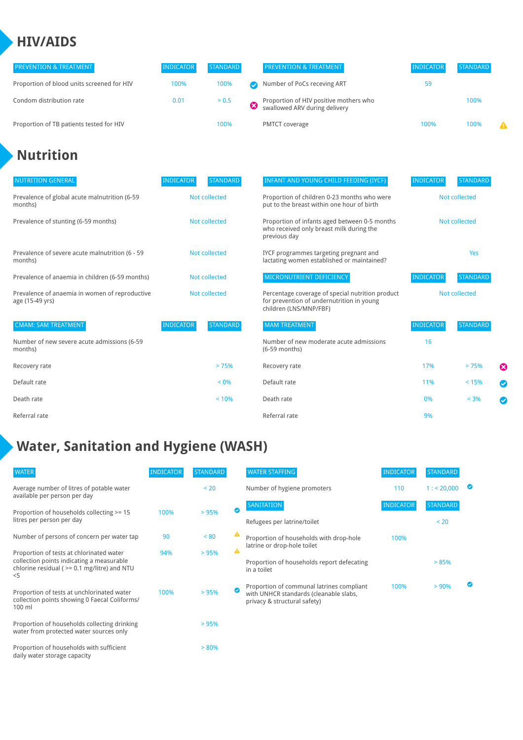# HIV/AIDS

| PREVENTION & TREATMENT | INDICATOR | STANDARD | |
|---|---|---|---|
| Proportion of blood units screened for HIV | 100% | 100% | ✔ |
| Condom distribution rate | 0.01 | > 0.5 | ✖ |
| Proportion of TB patients tested for HIV | | 100% | |

| PREVENTION & TREATMENT | INDICATOR | STANDARD | |
|---|---|---|---|
| Number of PoCs receving ART | 59 | | |
| Proportion of HIV positive mothers who swallowed ARV during delivery | | 100% | |
| PMTCT coverage | 100% | 100% | ⚠ |

# Nutrition

| NUTRITION GENERAL | INDICATOR | STANDARD |
|---|---|---|
| Prevalence of global acute malnutrition (6-59 months) | Not collected | |
| Prevalence of stunting (6-59 months) | Not collected | |
| Prevalence of severe acute malnutrition (6 - 59 months) | Not collected | |
| Prevalence of anaemia in children (6-59 months) | Not collected | |
| Prevalence of anaemia in women of reproductive age (15-49 yrs) | Not collected | |

| INFANT AND YOUNG CHILD FEEDING (IYCF) | INDICATOR | STANDARD |
|---|---|---|
| Proportion of children 0-23 months who were put to the breast within one hour of birth | Not collected | |
| Proportion of infants aged between 0-5 months who received only breast milk during the previous day | Not collected | |
| IYCF programmes targeting pregnant and lactating women established or maintained? | | Yes |

| MICRONUTRIENT DEFICIENCY | INDICATOR | STANDARD |
|---|---|---|
| Percentage coverage of special nutrition product for prevention of undernutrition in young children (LNS/MNP/FBF) | Not collected | |

| CMAM: SAM TREATMENT | INDICATOR | STANDARD |
|---|---|---|
| Number of new severe acute admissions (6-59 months) | | |
| Recovery rate | | > 75% |
| Default rate | | < 0% |
| Death rate | | < 10% |
| Referral rate | | |

| MAM TREATMENT | INDICATOR | STANDARD | |
|---|---|---|---|
| Number of new moderate acute admissions (6-59 months) | 16 | | |
| Recovery rate | 17% | > 75% | ✖ |
| Default rate | 11% | < 15% | ✔ |
| Death rate | 0% | < 3% | ✔ |
| Referral rate | 9% | | |

# Water, Sanitation and Hygiene (WASH)

| WATER | INDICATOR | STANDARD | |
|---|---|---|---|
| Average number of litres of potable water available per person per day | | < 20 | |
| Proportion of households collecting >= 15 litres per person per day | 100% | > 95% | ✔ |
| Number of persons of concern per water tap | 90 | < 80 | ⚠ |
| Proportion of tests at chlorinated water collection points indicating a measurable chlorine residual ( >= 0.1 mg/litre) and NTU <5 | 94% | > 95% | ⚠ |
| Proportion of tests at unchlorinated water collection points showing 0 Faecal Coliforms/ 100 ml | 100% | > 95% | ✔ |
| Proportion of households collecting drinking water from protected water sources only | | > 95% | |
| Proportion of households with sufficient daily water storage capacity | | > 80% | |

| WATER STAFFING | INDICATOR | STANDARD | |
|---|---|---|---|
| Number of hygiene promoters | 110 | 1 : < 20,000 | ✔ |

| SANITATION | INDICATOR | STANDARD | |
|---|---|---|---|
| Refugees per latrine/toilet | | < 20 | |
| Proportion of households with drop-hole latrine or drop-hole toilet | 100% | | |
| Proportion of households report defecating in a toilet | | > 85% | |
| Proportion of communal latrines compliant with UNHCR standards (cleanable slabs, privacy & structural safety) | 100% | > 90% | ✔ |